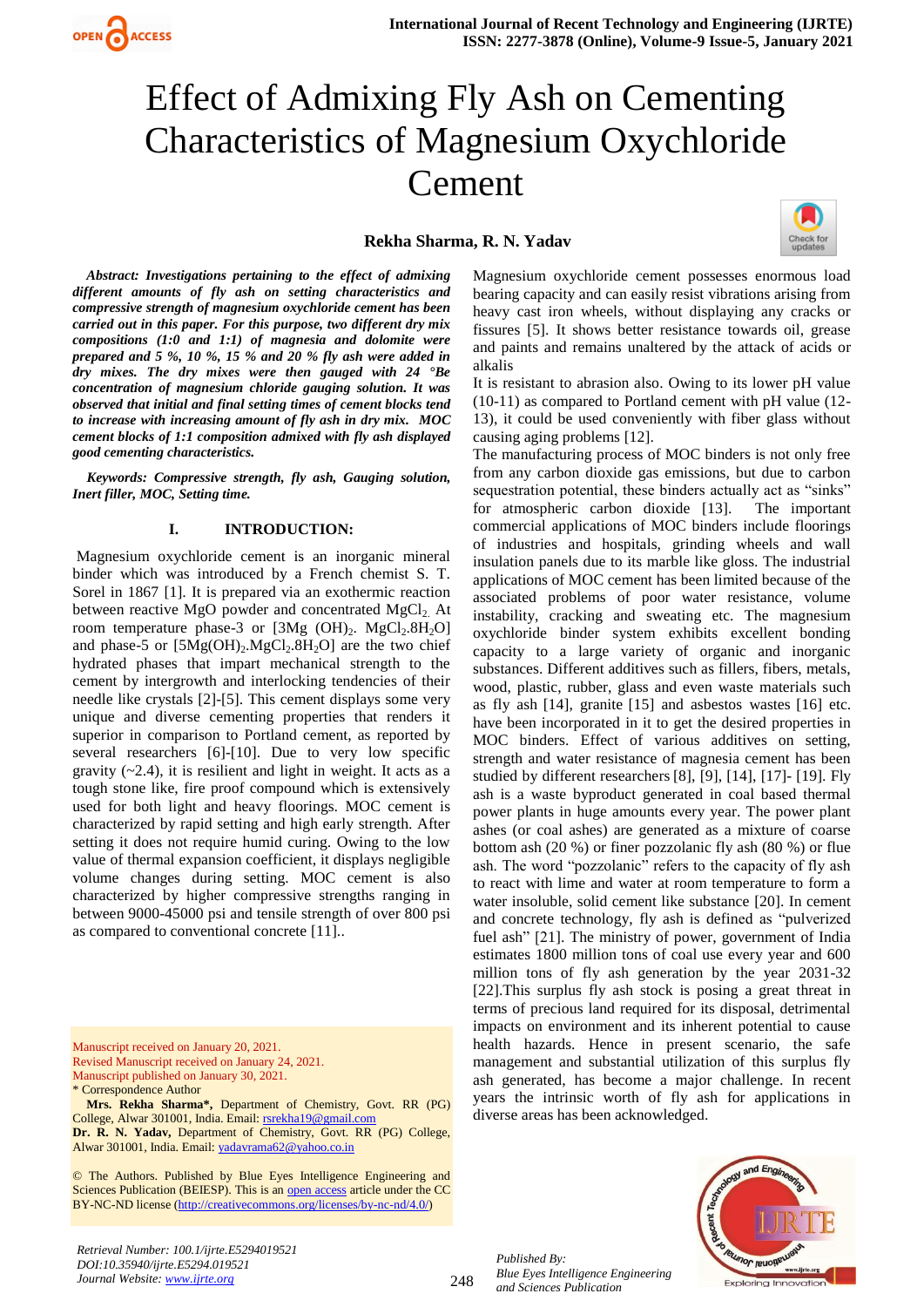# Effect of Admixing Fly Ash on Cementing Characteristics of Magnesium Oxychloride Cement

**Rekha Sharma, R. N. Yadav**

***Abstract: Investigations pertaining to the effect of admixing different amounts of fly ash on setting characteristics and compressive strength of magnesium oxychloride cement has been carried out in this paper. For this purpose, two different dry mix compositions (1:0 and 1:1) of magnesia and dolomite were prepared and 5 %, 10 %, 15 % and 20 % fly ash were added in dry mixes. The dry mixes were then gauged with 24 °Be concentration of magnesium chloride gauging solution. It was observed that initial and final setting times of cement blocks tend to increase with increasing amount of fly ash in dry mix. MOC cement blocks of 1:1 composition admixed with fly ash displayed good cementing characteristics.***

***Keywords: Compressive strength, fly ash, Gauging solution, Inert filler, MOC, Setting time.***

## I. INTRODUCTION:

Magnesium oxychloride cement is an inorganic mineral binder which was introduced by a French chemist S. T. Sorel in 1867 [1]. It is prepared via an exothermic reaction between reactive MgO powder and concentrated $MgCl_2$. At room temperature phase-3 or $[3Mg(OH)_2.MgCl_2.8H_2O]$ and phase-5 or $[5Mg(OH)_2.MgCl_2.8H_2O]$ are the two chief hydrated phases that impart mechanical strength to the cement by intergrowth and interlocking tendencies of their needle like crystals [2]-[5]. This cement displays some very unique and diverse cementing properties that renders it superior in comparison to Portland cement, as reported by several researchers [6]-[10]. Due to very low specific gravity (~2.4), it is resilient and light in weight. It acts as a tough stone like, fire proof compound which is extensively used for both light and heavy floorings. MOC cement is characterized by rapid setting and high early strength. After setting it does not require humid curing. Owing to the low value of thermal expansion coefficient, it displays negligible volume changes during setting. MOC cement is also characterized by higher compressive strengths ranging in between 9000-45000 psi and tensile strength of over 800 psi as compared to conventional concrete [11]..

Magnesium oxychloride cement possesses enormous load bearing capacity and can easily resist vibrations arising from heavy cast iron wheels, without displaying any cracks or fissures [5]. It shows better resistance towards oil, grease and paints and remains unaltered by the attack of acids or alkalis

It is resistant to abrasion also. Owing to its lower pH value (10-11) as compared to Portland cement with pH value (12-13), it could be used conveniently with fiber glass without causing aging problems [12].

The manufacturing process of MOC binders is not only free from any carbon dioxide gas emissions, but due to carbon sequestration potential, these binders actually act as "sinks" for atmospheric carbon dioxide [13]. The important commercial applications of MOC binders include floorings of industries and hospitals, grinding wheels and wall insulation panels due to its marble like gloss. The industrial applications of MOC cement has been limited because of the associated problems of poor water resistance, volume instability, cracking and sweating etc. The magnesium oxychloride binder system exhibits excellent bonding capacity to a large variety of organic and inorganic substances. Different additives such as fillers, fibers, metals, wood, plastic, rubber, glass and even waste materials such as fly ash [14], granite [15] and asbestos wastes [16] etc. have been incorporated in it to get the desired properties in MOC binders. Effect of various additives on setting, strength and water resistance of magnesia cement has been studied by different researchers [8], [9], [14], [17]- [19]. Fly ash is a waste byproduct generated in coal based thermal power plants in huge amounts every year. The power plant ashes (or coal ashes) are generated as a mixture of coarse bottom ash (20 %) or finer pozzolanic fly ash (80 %) or flue ash. The word "pozzolanic" refers to the capacity of fly ash to react with lime and water at room temperature to form a water insoluble, solid cement like substance [20]. In cement and concrete technology, fly ash is defined as "pulverized fuel ash" [21]. The ministry of power, government of India estimates 1800 million tons of coal use every year and 600 million tons of fly ash generation by the year 2031-32 [22].This surplus fly ash stock is posing a great threat in terms of precious land required for its disposal, detrimental impacts on environment and its inherent potential to cause health hazards. Hence in present scenario, the safe management and substantial utilization of this surplus fly ash generated, has become a major challenge. In recent years the intrinsic worth of fly ash for applications in diverse areas has been acknowledged.

Manuscript received on January 20, 2021.
Revised Manuscript received on January 24, 2021.
Manuscript published on January 30, 2021.
* Correspondence Author

**Mrs. Rekha Sharma***, Department of Chemistry, Govt. RR (PG) College, Alwar 301001, India. Email: rsrekha19@gmail.com

**Dr. R. N. Yadav**, Department of Chemistry, Govt. RR (PG) College, Alwar 301001, India. Email: yadavrama62@yahoo.co.in

© The Authors. Published by Blue Eyes Intelligence Engineering and Sciences Publication (BEIESP). This is an open access article under the CC BY-NC-ND license (http://creativecommons.org/licenses/by-nc-nd/4.0/)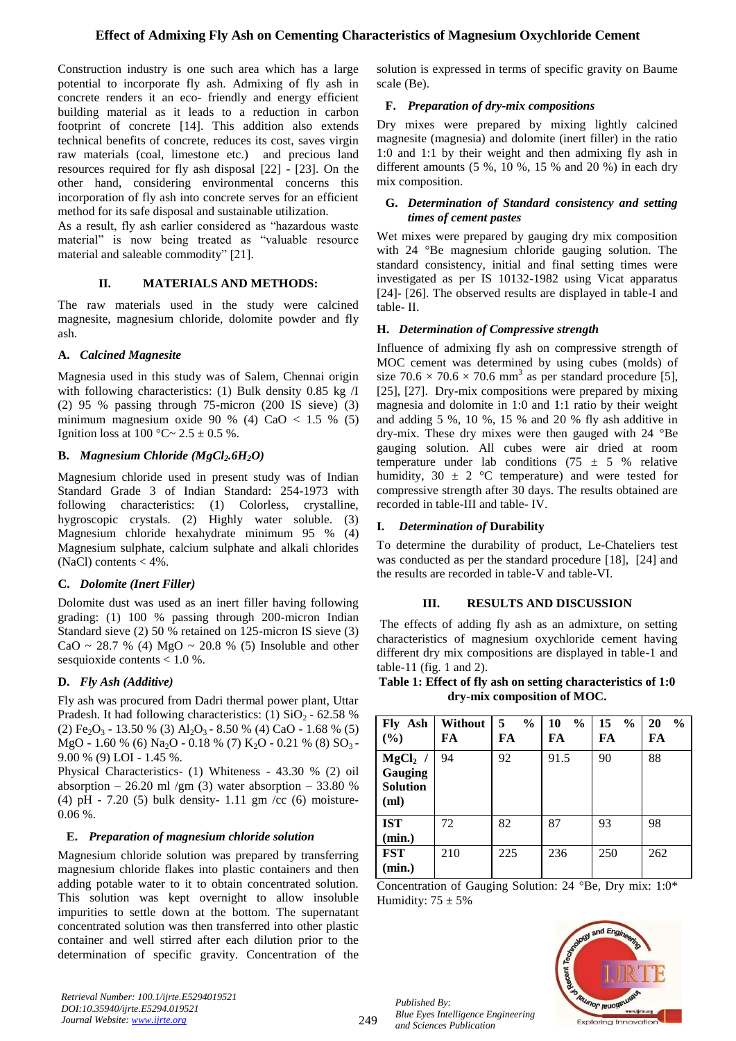Construction industry is one such area which has a large potential to incorporate fly ash. Admixing of fly ash in concrete renders it an eco- friendly and energy efficient building material as it leads to a reduction in carbon footprint of concrete [14]. This addition also extends technical benefits of concrete, reduces its cost, saves virgin raw materials (coal, limestone etc.) and precious land resources required for fly ash disposal [22] - [23]. On the other hand, considering environmental concerns this incorporation of fly ash into concrete serves for an efficient method for its safe disposal and sustainable utilization.

As a result, fly ash earlier considered as "hazardous waste material" is now being treated as "valuable resource material and saleable commodity" [21].

## II. MATERIALS AND METHODS:

The raw materials used in the study were calcined magnesite, magnesium chloride, dolomite powder and fly ash.

### A. *Calcined Magnesite*

Magnesia used in this study was of Salem, Chennai origin with following characteristics: (1) Bulk density 0.85 kg /I (2) 95 % passing through 75-micron (200 IS sieve) (3) minimum magnesium oxide 90 % (4) CaO < 1.5 % (5) Ignition loss at 100 °C~ 2.5 ± 0.5 %.

### B. *Magnesium Chloride ($MgCl_2.6H_2O$)*

Magnesium chloride used in present study was of Indian Standard Grade 3 of Indian Standard: 254-1973 with following characteristics: (1) Colorless, crystalline, hygroscopic crystals. (2) Highly water soluble. (3) Magnesium chloride hexahydrate minimum 95 % (4) Magnesium sulphate, calcium sulphate and alkali chlorides (NaCl) contents < 4%.

### C. *Dolomite (Inert Filler)*

Dolomite dust was used as an inert filler having following grading: (1) 100 % passing through 200-micron Indian Standard sieve (2) 50 % retained on 125-micron IS sieve (3) CaO ~ 28.7 % (4) MgO ~ 20.8 % (5) Insoluble and other sesquioxide contents < 1.0 %.

### D. *Fly Ash (Additive)*

Fly ash was procured from Dadri thermal power plant, Uttar Pradesh. It had following characteristics: (1) $SiO_2$ - 62.58 % (2) $Fe_2O_3$ - 13.50 % (3) $Al_2O_3$ - 8.50 % (4) CaO - 1.68 % (5) MgO - 1.60 % (6) $Na_2O$ - 0.18 % (7) $K_2O$ - 0.21 % (8) $SO_3$ - 9.00 % (9) LOI - 1.45 %.

Physical Characteristics- (1) Whiteness - 43.30 % (2) oil absorption – 26.20 ml /gm (3) water absorption – 33.80 % (4) pH - 7.20 (5) bulk density- 1.11 gm /cc (6) moisture- 0.06 %.

### E. *Preparation of magnesium chloride solution*

Magnesium chloride solution was prepared by transferring magnesium chloride flakes into plastic containers and then adding potable water to it to obtain concentrated solution. This solution was kept overnight to allow insoluble impurities to settle down at the bottom. The supernatant concentrated solution was then transferred into other plastic container and well stirred after each dilution prior to the determination of specific gravity. Concentration of the solution is expressed in terms of specific gravity on Baume scale (Be).

### F. *Preparation of dry-mix compositions*

Dry mixes were prepared by mixing lightly calcined magnesite (magnesia) and dolomite (inert filler) in the ratio 1:0 and 1:1 by their weight and then admixing fly ash in different amounts (5 %, 10 %, 15 % and 20 %) in each dry mix composition.

### G. *Determination of Standard consistency and setting times of cement pastes*

Wet mixes were prepared by gauging dry mix composition with 24 °Be magnesium chloride gauging solution. The standard consistency, initial and final setting times were investigated as per IS 10132-1982 using Vicat apparatus [24]- [26]. The observed results are displayed in table-I and table- II.

### H. *Determination of Compressive strength*

Influence of admixing fly ash on compressive strength of MOC cement was determined by using cubes (molds) of size 70.6 × 70.6 × 70.6 $mm^3$ as per standard procedure [5], [25], [27]. Dry-mix compositions were prepared by mixing magnesia and dolomite in 1:0 and 1:1 ratio by their weight and adding 5 %, 10 %, 15 % and 20 % fly ash additive in dry-mix. These dry mixes were then gauged with 24 °Be gauging solution. All cubes were air dried at room temperature under lab conditions (75 ± 5 % relative humidity, 30 ± 2 °C temperature) and were tested for compressive strength after 30 days. The results obtained are recorded in table-III and table- IV.

### I. *Determination of* Durability

To determine the durability of product, Le-Chateliers test was conducted as per the standard procedure [18], [24] and the results are recorded in table-V and table-VI.

## III. RESULTS AND DISCUSSION

The effects of adding fly ash as an admixture, on setting characteristics of magnesium oxychloride cement having different dry mix compositions are displayed in table-1 and table-11 (fig. 1 and 2).

**Table 1: Effect of fly ash on setting characteristics of 1:0 dry-mix composition of MOC.**

| Fly Ash (%) | Without FA | 5 % FA | 10 % FA | 15 % FA | 20 % FA |
|---|---|---|---|---|---|
| $MgCl_2$ / Gauging Solution (ml) | 94 | 92 | 91.5 | 90 | 88 |
| IST (min.) | 72 | 82 | 87 | 93 | 98 |
| FST (min.) | 210 | 225 | 236 | 250 | 262 |

Concentration of Gauging Solution: 24 °Be, Dry mix: 1:0*
Humidity: 75 ± 5%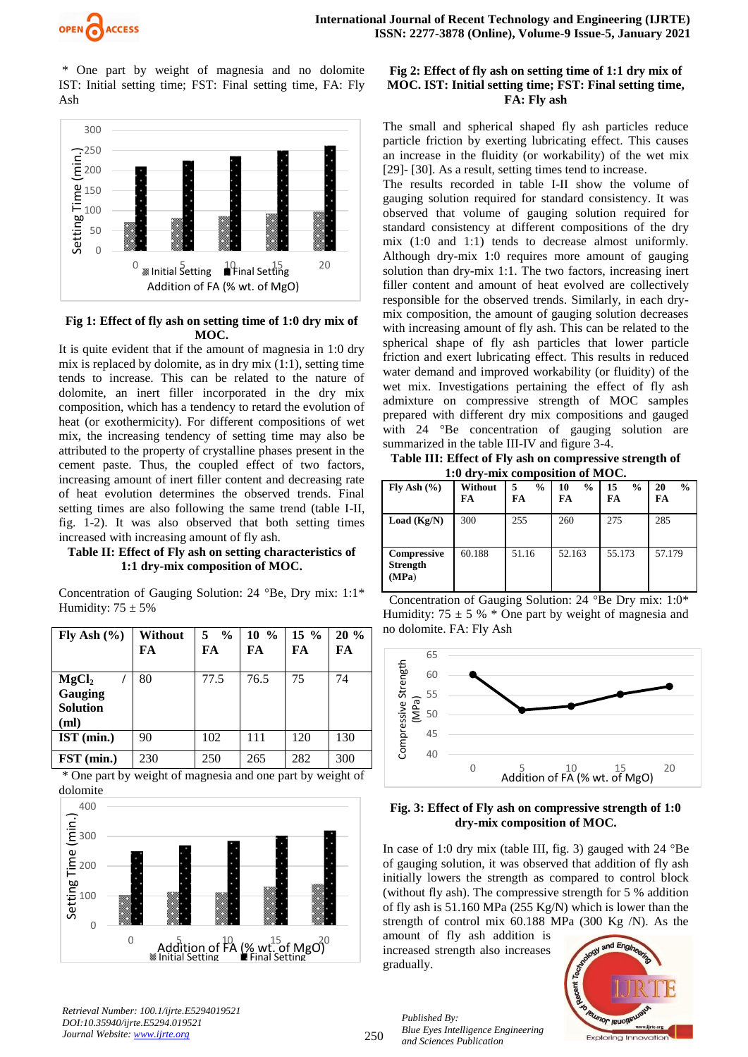* One part by weight of magnesia and no dolomite IST: Initial setting time; FST: Final setting time, FA: Fly Ash

**Fig 1: Effect of fly ash on setting time of 1:0 dry mix of MOC.**

It is quite evident that if the amount of magnesia in 1:0 dry mix is replaced by dolomite, as in dry mix (1:1), setting time tends to increase. This can be related to the nature of dolomite, an inert filler incorporated in the dry mix composition, which has a tendency to retard the evolution of heat (or exothermicity). For different compositions of wet mix, the increasing tendency of setting time may also be attributed to the property of crystalline phases present in the cement paste. Thus, the coupled effect of two factors, increasing amount of inert filler content and decreasing rate of heat evolution determines the observed trends. Final setting times are also following the same trend (table I-II, fig. 1-2). It was also observed that both setting times increased with increasing amount of fly ash.

**Table II: Effect of Fly ash on setting characteristics of 1:1 dry-mix composition of MOC.**

Concentration of Gauging Solution: 24 °Be, Dry mix: 1:1* Humidity: 75 ± 5%

| Fly Ash (%) | Without FA | 5 % FA | 10 % FA | 15 % FA | 20 % FA |
|---|---|---|---|---|---|
| $MgCl_2$ / Gauging Solution (ml) | 80 | 77.5 | 76.5 | 75 | 74 |
| IST (min.) | 90 | 102 | 111 | 120 | 130 |
| FST (min.) | 230 | 250 | 265 | 282 | 300 |

* One part by weight of magnesia and one part by weight of dolomite

**Fig 2: Effect of fly ash on setting time of 1:1 dry mix of MOC. IST: Initial setting time; FST: Final setting time, FA: Fly ash**

The small and spherical shaped fly ash particles reduce particle friction by exerting lubricating effect. This causes an increase in the fluidity (or workability) of the wet mix [29]- [30]. As a result, setting times tend to increase.

The results recorded in table I-II show the volume of gauging solution required for standard consistency. It was observed that volume of gauging solution required for standard consistency at different compositions of the dry mix (1:0 and 1:1) tends to decrease almost uniformly. Although dry-mix 1:0 requires more amount of gauging solution than dry-mix 1:1. The two factors, increasing inert filler content and amount of heat evolved are collectively responsible for the observed trends. Similarly, in each dry-mix composition, the amount of gauging solution decreases with increasing amount of fly ash. This can be related to the spherical shape of fly ash particles that lower particle friction and exert lubricating effect. This results in reduced water demand and improved workability (or fluidity) of the wet mix. Investigations pertaining the effect of fly ash admixture on compressive strength of MOC samples prepared with different dry mix compositions and gauged with 24 °Be concentration of gauging solution are summarized in the table III-IV and figure 3-4.

**Table III: Effect of Fly ash on compressive strength of 1:0 dry-mix composition of MOC.**

| Fly Ash (%) | Without FA | 5 % FA | 10 % FA | 15 % FA | 20 % FA |
|---|---|---|---|---|---|
| Load (Kg/N) | 300 | 255 | 260 | 275 | 285 |
| Compressive Strength (MPa) | 60.188 | 51.16 | 52.163 | 55.173 | 57.179 |

Concentration of Gauging Solution: 24 °Be Dry mix: 1:0* Humidity: 75 ± 5 % * One part by weight of magnesia and no dolomite. FA: Fly Ash

**Fig. 3: Effect of Fly ash on compressive strength of 1:0 dry-mix composition of MOC.**

In case of 1:0 dry mix (table III, fig. 3) gauged with 24 °Be of gauging solution, it was observed that addition of fly ash initially lowers the strength as compared to control block (without fly ash). The compressive strength for 5 % addition of fly ash is 51.160 MPa (255 Kg/N) which is lower than the strength of control mix 60.188 MPa (300 Kg /N). As the amount of fly ash addition is increased strength also increases gradually.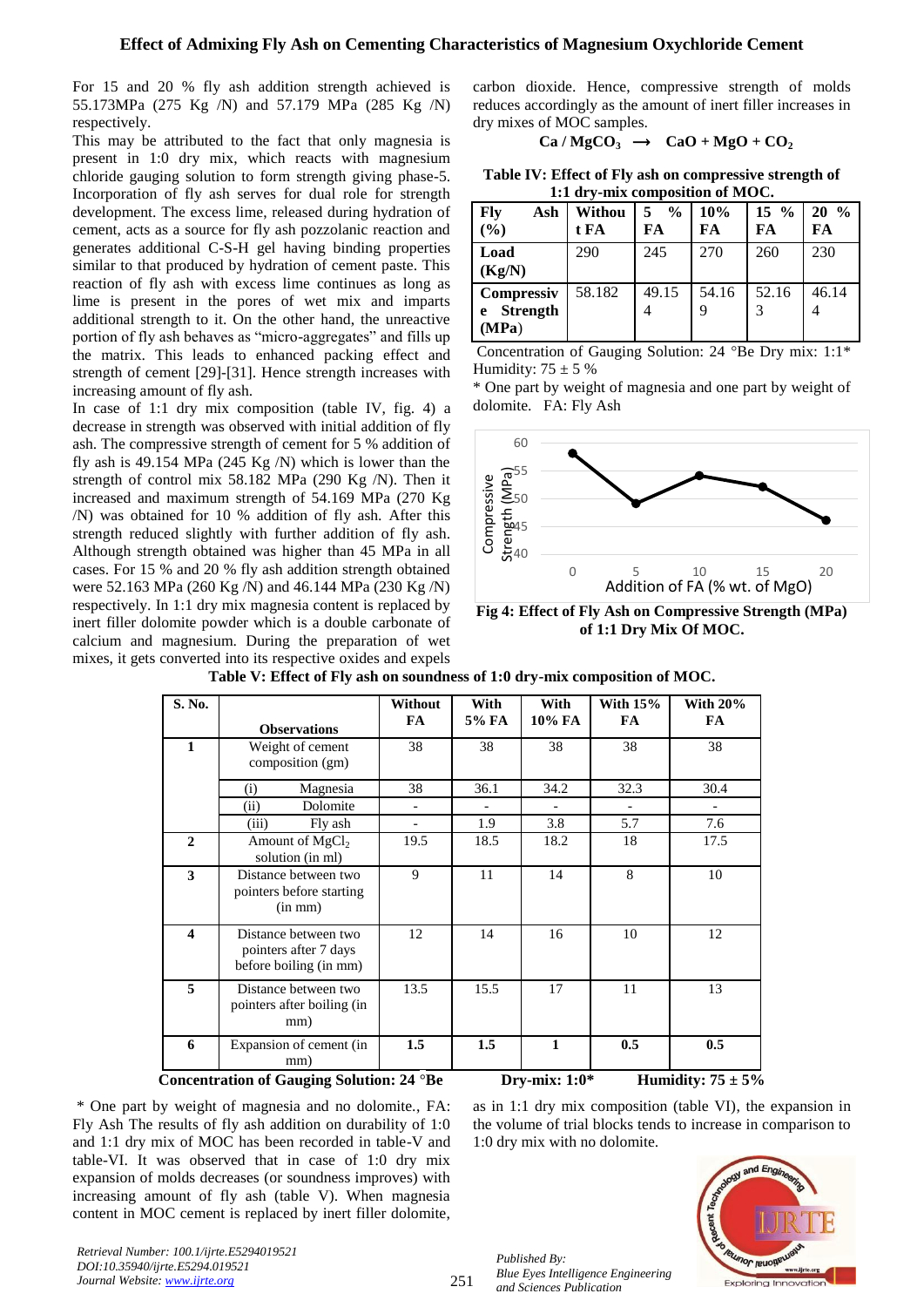For 15 and 20 % fly ash addition strength achieved is 55.173MPa (275 Kg /N) and 57.179 MPa (285 Kg /N) respectively.

This may be attributed to the fact that only magnesia is present in 1:0 dry mix, which reacts with magnesium chloride gauging solution to form strength giving phase-5. Incorporation of fly ash serves for dual role for strength development. The excess lime, released during hydration of cement, acts as a source for fly ash pozzolanic reaction and generates additional C-S-H gel having binding properties similar to that produced by hydration of cement paste. This reaction of fly ash with excess lime continues as long as lime is present in the pores of wet mix and imparts additional strength to it. On the other hand, the unreactive portion of fly ash behaves as "micro-aggregates" and fills up the matrix. This leads to enhanced packing effect and strength of cement [29]-[31]. Hence strength increases with increasing amount of fly ash.

In case of 1:1 dry mix composition (table IV, fig. 4) a decrease in strength was observed with initial addition of fly ash. The compressive strength of cement for 5 % addition of fly ash is 49.154 MPa (245 Kg /N) which is lower than the strength of control mix 58.182 MPa (290 Kg /N). Then it increased and maximum strength of 54.169 MPa (270 Kg /N) was obtained for 10 % addition of fly ash. After this strength reduced slightly with further addition of fly ash. Although strength obtained was higher than 45 MPa in all cases. For 15 % and 20 % fly ash addition strength obtained were 52.163 MPa (260 Kg /N) and 46.144 MPa (230 Kg /N) respectively. In 1:1 dry mix magnesia content is replaced by inert filler dolomite powder which is a double carbonate of calcium and magnesium. During the preparation of wet mixes, it gets converted into its respective oxides and expels carbon dioxide. Hence, compressive strength of molds reduces accordingly as the amount of inert filler increases in dry mixes of MOC samples.

$$Ca / MgCO_3 \longrightarrow CaO + MgO + CO_2$$

**Table IV: Effect of Fly ash on compressive strength of 1:1 dry-mix composition of MOC.**

| Fly Ash (%) | Without FA | 5 % FA | 10% FA | 15 % FA | 20 % FA |
|---|---|---|---|---|---|
| **Load (Kg/N)** | 290 | 245 | 270 | 260 | 230 |
| **Compressive Strength (MPa)** | 58.182 | 49.154 | 54.169 | 52.163 | 46.144 |

Concentration of Gauging Solution: 24 °Be Dry mix: 1:1* Humidity: 75 ± 5 %

* One part by weight of magnesia and one part by weight of dolomite. FA: Fly Ash

**Fig 4: Effect of Fly Ash on Compressive Strength (MPa) of 1:1 Dry Mix Of MOC.**

**Table V: Effect of Fly ash on soundness of 1:0 dry-mix composition of MOC.**

| S. No. | Observations | Without FA | With 5% FA | With 10% FA | With 15% FA | With 20% FA |
|---|---|---|---|---|---|---|
| **1** | Weight of cement composition (gm) | 38 | 38 | 38 | 38 | 38 |
| | (i) Magnesia | 38 | 36.1 | 34.2 | 32.3 | 30.4 |
| | (ii) Dolomite | - | - | - | - | - |
| | (iii) Fly ash | - | 1.9 | 3.8 | 5.7 | 7.6 |
| **2** | Amount of $MgCl_2$ solution (in ml) | 19.5 | 18.5 | 18.2 | 18 | 17.5 |
| **3** | Distance between two pointers before starting (in mm) | 9 | 11 | 14 | 8 | 10 |
| **4** | Distance between two pointers after 7 days before boiling (in mm) | 12 | 14 | 16 | 10 | 12 |
| **5** | Distance between two pointers after boiling (in mm) | 13.5 | 15.5 | 17 | 11 | 13 |
| **6** | Expansion of cement (in mm) | **1.5** | **1.5** | **1** | **0.5** | **0.5** |

**Concentration of Gauging Solution: 24 °Be   Dry-mix: 1:0*   Humidity: 75 ± 5%**

* One part by weight of magnesia and no dolomite., FA: Fly Ash The results of fly ash addition on durability of 1:0 and 1:1 dry mix of MOC has been recorded in table-V and table-VI. It was observed that in case of 1:0 dry mix expansion of molds decreases (or soundness improves) with increasing amount of fly ash (table V). When magnesia content in MOC cement is replaced by inert filler dolomite, as in 1:1 dry mix composition (table VI), the expansion in the volume of trial blocks tends to increase in comparison to 1:0 dry mix with no dolomite.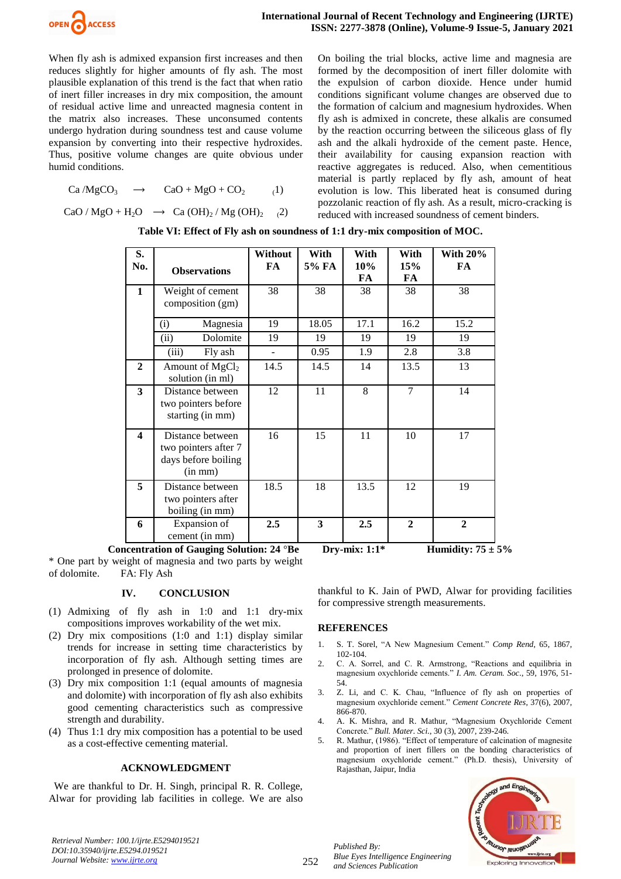When fly ash is admixed expansion first increases and then reduces slightly for higher amounts of fly ash. The most plausible explanation of this trend is the fact that when ratio of inert filler increases in dry mix composition, the amount of residual active lime and unreacted magnesia content in the matrix also increases. These unconsumed contents undergo hydration during soundness test and cause volume expansion by converting into their respective hydroxides. Thus, positive volume changes are quite obvious under humid conditions.

$$Ca / MgCO_3 \longrightarrow CaO + MgO + CO_2 \quad (1)$$

$$CaO / MgO + H_2O \longrightarrow Ca(OH)_2 / Mg(OH)_2 \quad (2)$$

On boiling the trial blocks, active lime and magnesia are formed by the decomposition of inert filler dolomite with the expulsion of carbon dioxide. Hence under humid conditions significant volume changes are observed due to the formation of calcium and magnesium hydroxides. When fly ash is admixed in concrete, these alkalis are consumed by the reaction occurring between the siliceous glass of fly ash and the alkali hydroxide of the cement paste. Hence, their availability for causing expansion reaction with reactive aggregates is reduced. Also, when cementitious material is partly replaced by fly ash, amount of heat evolution is low. This liberated heat is consumed during pozzolanic reaction of fly ash. As a result, micro-cracking is reduced with increased soundness of cement binders.

**Table VI: Effect of Fly ash on soundness of 1:1 dry-mix composition of MOC.**

| S. No. | Observations | Without FA | With 5% FA | With 10% FA | With 15% FA | With 20% FA |
|---|---|---|---|---|---|---|
| 1 | Weight of cement composition (gm) | 38 | 38 | 38 | 38 | 38 |
| | (i) Magnesia | 19 | 18.05 | 17.1 | 16.2 | 15.2 |
| | (ii) Dolomite | 19 | 19 | 19 | 19 | 19 |
| | (iii) Fly ash | - | 0.95 | 1.9 | 2.8 | 3.8 |
| 2 | Amount of $MgCl_2$ solution (in ml) | 14.5 | 14.5 | 14 | 13.5 | 13 |
| 3 | Distance between two pointers before starting (in mm) | 12 | 11 | 8 | 7 | 14 |
| 4 | Distance between two pointers after 7 days before boiling (in mm) | 16 | 15 | 11 | 10 | 17 |
| 5 | Distance between two pointers after boiling (in mm) | 18.5 | 18 | 13.5 | 12 | 19 |
| 6 | Expansion of cement (in mm) | **2.5** | **3** | **2.5** | **2** | **2** |

**Concentration of Gauging Solution: 24 °Be  Dry-mix: 1:1*  Humidity: 75 ± 5%**

\* One part by weight of magnesia and two parts by weight of dolomite.  FA: Fly Ash

## IV. CONCLUSION

(1) Admixing of fly ash in 1:0 and 1:1 dry-mix compositions improves workability of the wet mix.

(2) Dry mix compositions (1:0 and 1:1) display similar trends for increase in setting time characteristics by incorporation of fly ash. Although setting times are prolonged in presence of dolomite.

(3) Dry mix composition 1:1 (equal amounts of magnesia and dolomite) with incorporation of fly ash also exhibits good cementing characteristics such as compressive strength and durability.

(4) Thus 1:1 dry mix composition has a potential to be used as a cost-effective cementing material.

## ACKNOWLEDGMENT

We are thankful to Dr. H. Singh, principal R. R. College, Alwar for providing lab facilities in college. We are also thankful to K. Jain of PWD, Alwar for providing facilities for compressive strength measurements.

## REFERENCES

1. S. T. Sorel, "A New Magnesium Cement." *Comp Rend*, 65, 1867, 102-104.
2. C. A. Sorrel, and C. R. Armstrong, "Reactions and equilibria in magnesium oxychloride cements." *J. Am. Ceram. Soc.*, 59, 1976, 51-54.
3. Z. Li, and C. K. Chau, "Influence of fly ash on properties of magnesium oxychloride cement." *Cement Concrete Res*, 37(6), 2007, 866-870.
4. A. K. Mishra, and R. Mathur, "Magnesium Oxychloride Cement Concrete." *Bull. Mater. Sci.*, 30 (3), 2007, 239-246.
5. R. Mathur, (1986). "Effect of temperature of calcination of magnesite and proportion of inert fillers on the bonding characteristics of magnesium oxychloride cement." (Ph.D. thesis), University of Rajasthan, Jaipur, India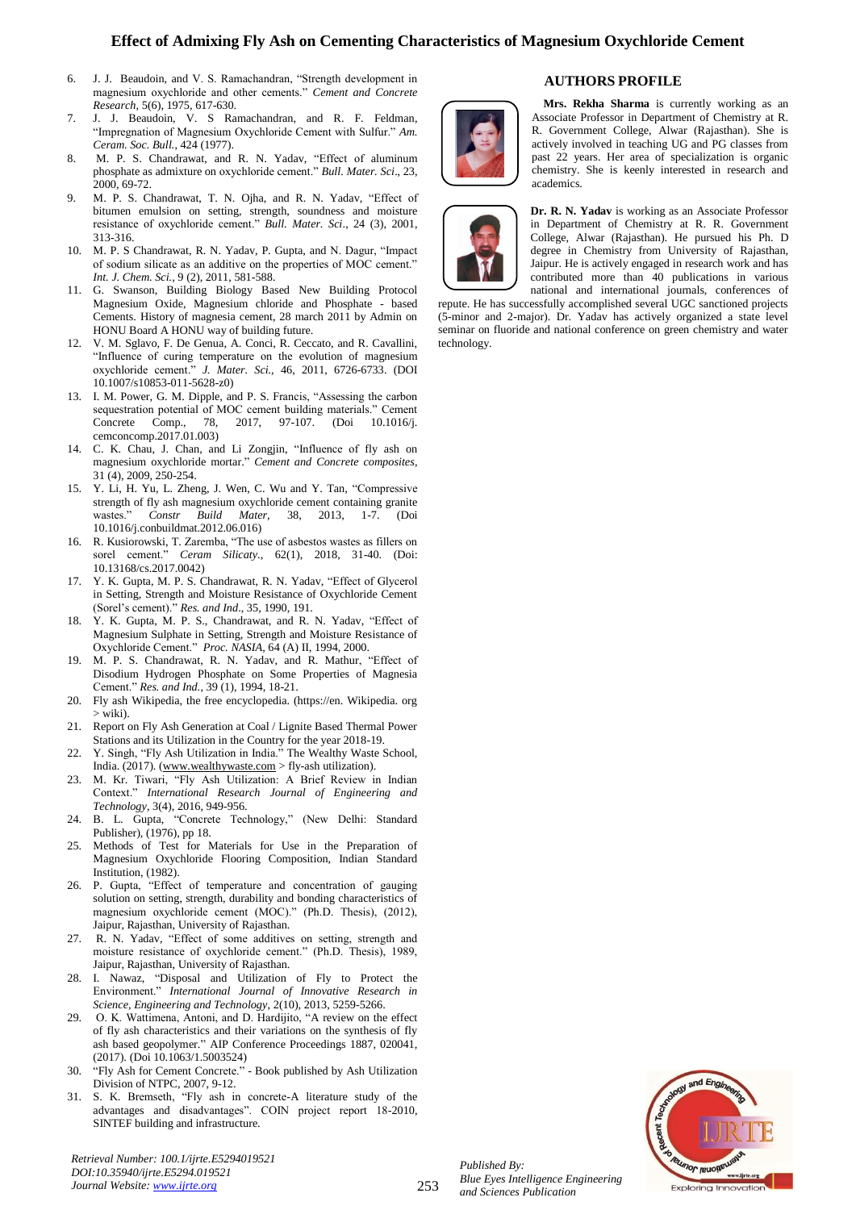6. J. J. Beaudoin, and V. S. Ramachandran, "Strength development in magnesium oxychloride and other cements." *Cement and Concrete Research*, 5(6), 1975, 617-630.
7. J. J. Beaudoin, V. S Ramachandran, and R. F. Feldman, "Impregnation of Magnesium Oxychloride Cement with Sulfur." *Am. Ceram. Soc. Bull.*, 424 (1977).
8. M. P. S. Chandrawat, and R. N. Yadav, "Effect of aluminum phosphate as admixture on oxychloride cement." *Bull. Mater. Sci*., 23, 2000, 69-72.
9. M. P. S. Chandrawat, T. N. Ojha, and R. N. Yadav, "Effect of bitumen emulsion on setting, strength, soundness and moisture resistance of oxychloride cement." *Bull. Mater. Sci*., 24 (3), 2001, 313-316.
10. M. P. S Chandrawat, R. N. Yadav, P. Gupta, and N. Dagur, "Impact of sodium silicate as an additive on the properties of MOC cement." *Int. J. Chem. Sci.*, 9 (2), 2011, 581-588.
11. G. Swanson, Building Biology Based New Building Protocol Magnesium Oxide, Magnesium chloride and Phosphate - based Cements. History of magnesia cement, 28 march 2011 by Admin on HONU Board A HONU way of building future.
12. V. M. Sglavo, F. De Genua, A. Conci, R. Ceccato, and R. Cavallini, "Influence of curing temperature on the evolution of magnesium oxychloride cement." *J. Mater. Sci.*, 46, 2011, 6726-6733. (DOI 10.1007/s10853-011-5628-z0)
13. I. M. Power, G. M. Dipple, and P. S. Francis, "Assessing the carbon sequestration potential of MOC cement building materials." Cement Concrete Comp., 78, 2017, 97-107. (Doi 10.1016/j. cemconcomp.2017.01.003)
14. C. K. Chau, J. Chan, and Li Zongjin, "Influence of fly ash on magnesium oxychloride mortar." *Cement and Concrete composites*, 31 (4), 2009, 250-254.
15. Y. Li, H. Yu, L. Zheng, J. Wen, C. Wu and Y. Tan, "Compressive strength of fly ash magnesium oxychloride cement containing granite wastes." *Constr Build Mater*, 38, 2013, 1-7. (Doi 10.1016/j.conbuildmat.2012.06.016)
16. R. Kusiorowski, T. Zaremba, "The use of asbestos wastes as fillers on sorel cement." *Ceram Silicaty.*, 62(1), 2018, 31-40. (Doi: 10.13168/cs.2017.0042)
17. Y. K. Gupta, M. P. S. Chandrawat, R. N. Yadav, "Effect of Glycerol in Setting, Strength and Moisture Resistance of Oxychloride Cement (Sorel's cement)." *Res. and Ind*., 35, 1990, 191.
18. Y. K. Gupta, M. P. S., Chandrawat, and R. N. Yadav, "Effect of Magnesium Sulphate in Setting, Strength and Moisture Resistance of Oxychloride Cement." *Proc. NASIA*, 64 (A) II, 1994, 2000.
19. M. P. S. Chandrawat, R. N. Yadav, and R. Mathur, "Effect of Disodium Hydrogen Phosphate on Some Properties of Magnesia Cement." *Res. and Ind.*, 39 (1), 1994, 18-21.
20. Fly ash Wikipedia, the free encyclopedia. (https://en. Wikipedia. org > wiki).
21. Report on Fly Ash Generation at Coal / Lignite Based Thermal Power Stations and its Utilization in the Country for the year 2018-19.
22. Y. Singh, "Fly Ash Utilization in India." The Wealthy Waste School, India. (2017). (www.wealthywaste.com > fly-ash utilization).
23. M. Kr. Tiwari, "Fly Ash Utilization: A Brief Review in Indian Context." *International Research Journal of Engineering and Technology*, 3(4), 2016, 949-956.
24. B. L. Gupta, "Concrete Technology," (New Delhi: Standard Publisher), (1976), pp 18.
25. Methods of Test for Materials for Use in the Preparation of Magnesium Oxychloride Flooring Composition, Indian Standard Institution, (1982).
26. P. Gupta, "Effect of temperature and concentration of gauging solution on setting, strength, durability and bonding characteristics of magnesium oxychloride cement (MOC)." (Ph.D. Thesis), (2012), Jaipur, Rajasthan, University of Rajasthan.
27. R. N. Yadav, "Effect of some additives on setting, strength and moisture resistance of oxychloride cement." (Ph.D. Thesis), 1989, Jaipur, Rajasthan, University of Rajasthan.
28. I. Nawaz, "Disposal and Utilization of Fly to Protect the Environment." *International Journal of Innovative Research in Science, Engineering and Technology*, 2(10), 2013, 5259-5266.
29. O. K. Wattimena, Antoni, and D. Hardijito, "A review on the effect of fly ash characteristics and their variations on the synthesis of fly ash based geopolymer." AIP Conference Proceedings 1887, 020041, (2017). (Doi 10.1063/1.5003524)
30. "Fly Ash for Cement Concrete." - Book published by Ash Utilization Division of NTPC, 2007, 9-12.
31. S. K. Bremseth, "Fly ash in concrete-A literature study of the advantages and disadvantages". COIN project report 18-2010, SINTEF building and infrastructure.

## AUTHORS PROFILE

**Mrs. Rekha Sharma** is currently working as an Associate Professor in Department of Chemistry at R. R. Government College, Alwar (Rajasthan). She is actively involved in teaching UG and PG classes from past 22 years. Her area of specialization is organic chemistry. She is keenly interested in research and academics.

**Dr. R. N. Yadav** is working as an Associate Professor in Department of Chemistry at R. R. Government College, Alwar (Rajasthan). He pursued his Ph. D degree in Chemistry from University of Rajasthan, Jaipur. He is actively engaged in research work and has contributed more than 40 publications in various national and international journals, conferences of repute. He has successfully accomplished several UGC sanctioned projects (5-minor and 2-major). Dr. Yadav has actively organized a state level seminar on fluoride and national conference on green chemistry and water technology.